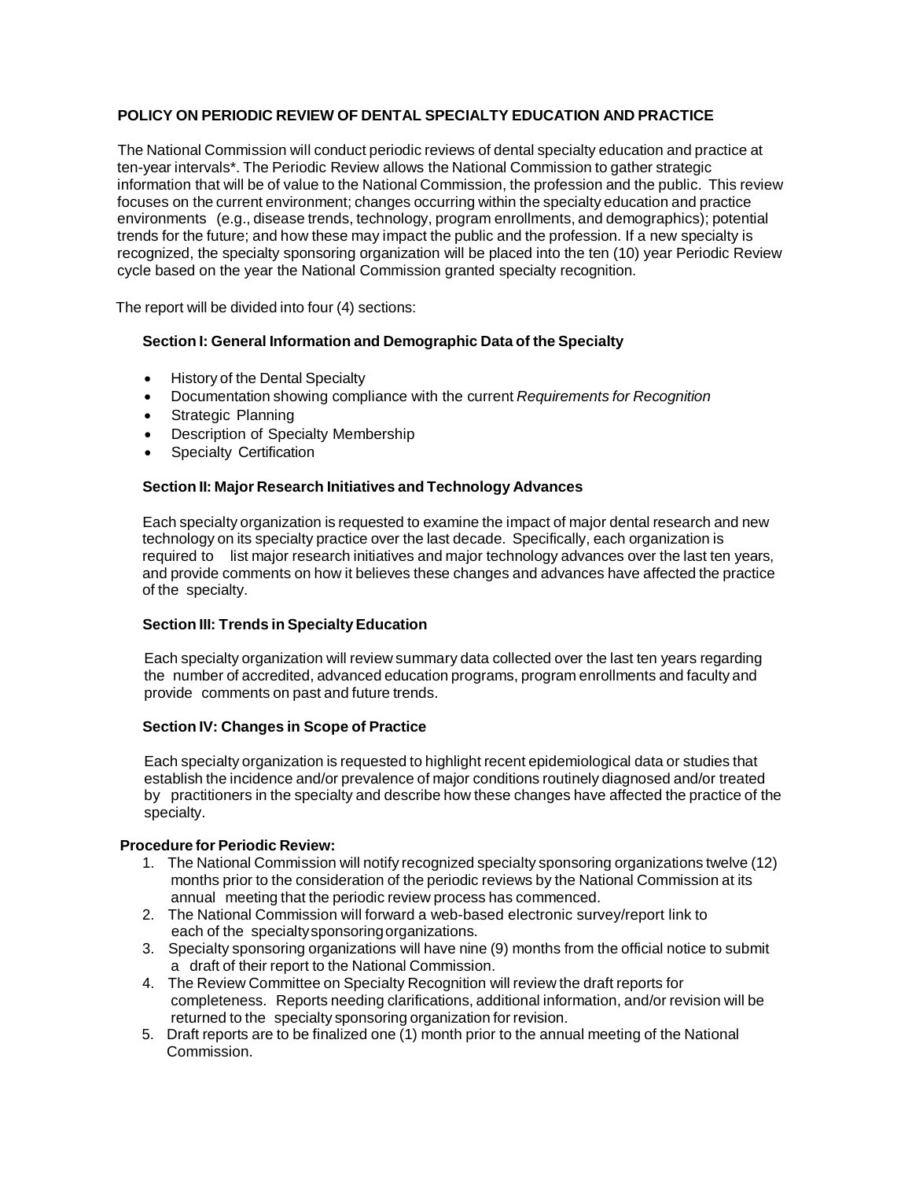## POLICY ON PERIODIC REVIEW OF DENTAL SPECIALTY EDUCATION AND PRACTICE

The National Commission will conduct periodic reviews of dental specialty education and practice at ten-year intervals*. The Periodic Review allows the National Commission to gather strategic information that will be of value to the National Commission, the profession and the public. This review focuses on the current environment; changes occurring within the specialty education and practice environments (e.g., disease trends, technology, program enrollments, and demographics); potential trends for the future; and how these may impact the public and the profession. If a new specialty is recognized, the specialty sponsoring organization will be placed into the ten (10) year Periodic Review cycle based on the year the National Commission granted specialty recognition.

The report will be divided into four (4) sections:

### Section I: General Information and Demographic Data of the Specialty

- History of the Dental Specialty
- Documentation showing compliance with the current *Requirements for Recognition*
- Strategic Planning
- Description of Specialty Membership
- Specialty Certification

### Section II: Major Research Initiatives and Technology Advances

Each specialty organization is requested to examine the impact of major dental research and new technology on its specialty practice over the last decade. Specifically, each organization is required to list major research initiatives and major technology advances over the last ten years, and provide comments on how it believes these changes and advances have affected the practice of the specialty.

### Section III: Trends in Specialty Education

Each specialty organization will review summary data collected over the last ten years regarding the number of accredited, advanced education programs, program enrollments and faculty and provide comments on past and future trends.

### Section IV: Changes in Scope of Practice

Each specialty organization is requested to highlight recent epidemiological data or studies that establish the incidence and/or prevalence of major conditions routinely diagnosed and/or treated by practitioners in the specialty and describe how these changes have affected the practice of the specialty.

**Procedure for Periodic Review:**

1. The National Commission will notify recognized specialty sponsoring organizations twelve (12) months prior to the consideration of the periodic reviews by the National Commission at its annual meeting that the periodic review process has commenced.
2. The National Commission will forward a web-based electronic survey/report link to each of the specialty sponsoring organizations.
3. Specialty sponsoring organizations will have nine (9) months from the official notice to submit a draft of their report to the National Commission.
4. The Review Committee on Specialty Recognition will review the draft reports for completeness. Reports needing clarifications, additional information, and/or revision will be returned to the specialty sponsoring organization for revision.
5. Draft reports are to be finalized one (1) month prior to the annual meeting of the National Commission.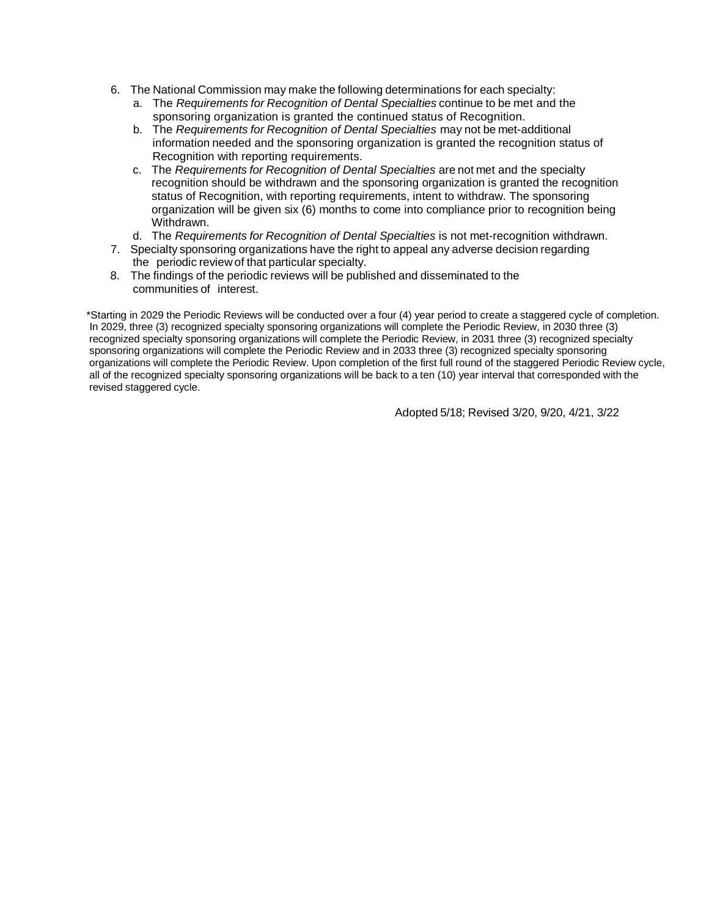6. The National Commission may make the following determinations for each specialty:
   a. The *Requirements for Recognition of Dental Specialties* continue to be met and the sponsoring organization is granted the continued status of Recognition.
   b. The *Requirements for Recognition of Dental Specialties* may not be met-additional information needed and the sponsoring organization is granted the recognition status of Recognition with reporting requirements.
   c. The *Requirements for Recognition of Dental Specialties* are not met and the specialty recognition should be withdrawn and the sponsoring organization is granted the recognition status of Recognition, with reporting requirements, intent to withdraw. The sponsoring organization will be given six (6) months to come into compliance prior to recognition being Withdrawn.
   d. The *Requirements for Recognition of Dental Specialties* is not met-recognition withdrawn.
7. Specialty sponsoring organizations have the right to appeal any adverse decision regarding the periodic review of that particular specialty.
8. The findings of the periodic reviews will be published and disseminated to the communities of interest.

*Starting in 2029 the Periodic Reviews will be conducted over a four (4) year period to create a staggered cycle of completion. In 2029, three (3) recognized specialty sponsoring organizations will complete the Periodic Review, in 2030 three (3) recognized specialty sponsoring organizations will complete the Periodic Review, in 2031 three (3) recognized specialty sponsoring organizations will complete the Periodic Review and in 2033 three (3) recognized specialty sponsoring organizations will complete the Periodic Review. Upon completion of the first full round of the staggered Periodic Review cycle, all of the recognized specialty sponsoring organizations will be back to a ten (10) year interval that corresponded with the revised staggered cycle.

Adopted 5/18; Revised 3/20, 9/20, 4/21, 3/22